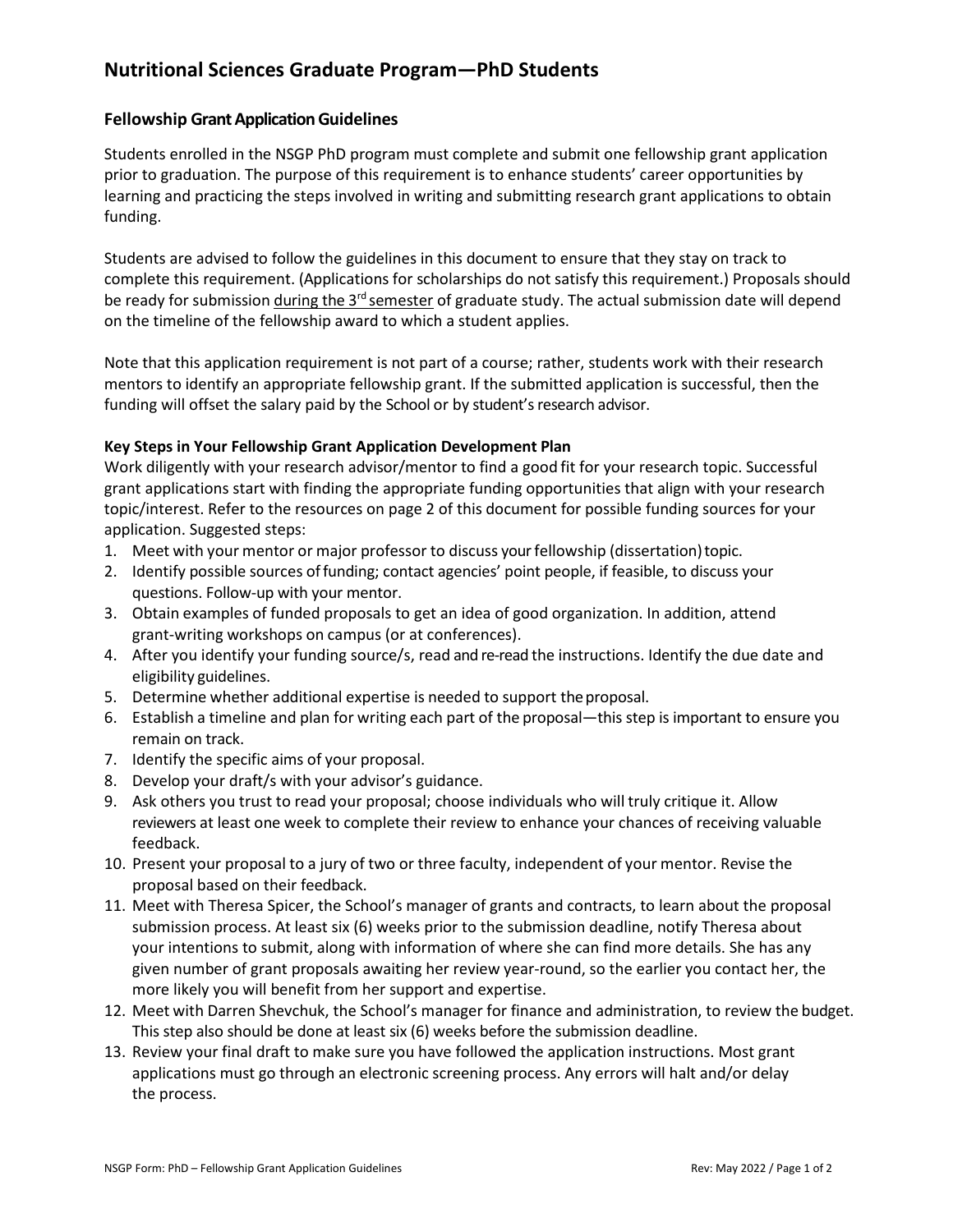# Nutritional Sciences Graduate Program—PhD Students

## Fellowship Grant Application Guidelines

Students enrolled in the NSGP PhD program must complete and submit one fellowship grant application prior to graduation. The purpose of this requirement is to enhance students' career opportunities by learning and practicing the steps involved in writing and submitting research grant applications to obtain funding.

Students are advised to follow the guidelines in this document to ensure that they stay on track to complete this requirement. (Applications for scholarships do not satisfy this requirement.) Proposals should be ready for submission <u>during the 3rd semester</u> of graduate study. The actual submission date will depend on the timeline of the fellowship award to which a student applies.

Note that this application requirement is not part of a course; rather, students work with their research mentors to identify an appropriate fellowship grant. If the submitted application is successful, then the funding will offset the salary paid by the School or by student's research advisor.

### Key Steps in Your Fellowship Grant Application Development Plan

Work diligently with your research advisor/mentor to find a good fit for your research topic. Successful grant applications start with finding the appropriate funding opportunities that align with your research topic/interest. Refer to the resources on page 2 of this document for possible funding sources for your application. Suggested steps:

1. Meet with your mentor or major professor to discuss your fellowship (dissertation) topic.
2. Identify possible sources of funding; contact agencies' point people, if feasible, to discuss your questions. Follow-up with your mentor.
3. Obtain examples of funded proposals to get an idea of good organization. In addition, attend grant-writing workshops on campus (or at conferences).
4. After you identify your funding source/s, read and re-read the instructions. Identify the due date and eligibility guidelines.
5. Determine whether additional expertise is needed to support the proposal.
6. Establish a timeline and plan for writing each part of the proposal—this step is important to ensure you remain on track.
7. Identify the specific aims of your proposal.
8. Develop your draft/s with your advisor's guidance.
9. Ask others you trust to read your proposal; choose individuals who will truly critique it. Allow reviewers at least one week to complete their review to enhance your chances of receiving valuable feedback.
10. Present your proposal to a jury of two or three faculty, independent of your mentor. Revise the proposal based on their feedback.
11. Meet with Theresa Spicer, the School's manager of grants and contracts, to learn about the proposal submission process. At least six (6) weeks prior to the submission deadline, notify Theresa about your intentions to submit, along with information of where she can find more details. She has any given number of grant proposals awaiting her review year-round, so the earlier you contact her, the more likely you will benefit from her support and expertise.
12. Meet with Darren Shevchuk, the School's manager for finance and administration, to review the budget. This step also should be done at least six (6) weeks before the submission deadline.
13. Review your final draft to make sure you have followed the application instructions. Most grant applications must go through an electronic screening process. Any errors will halt and/or delay the process.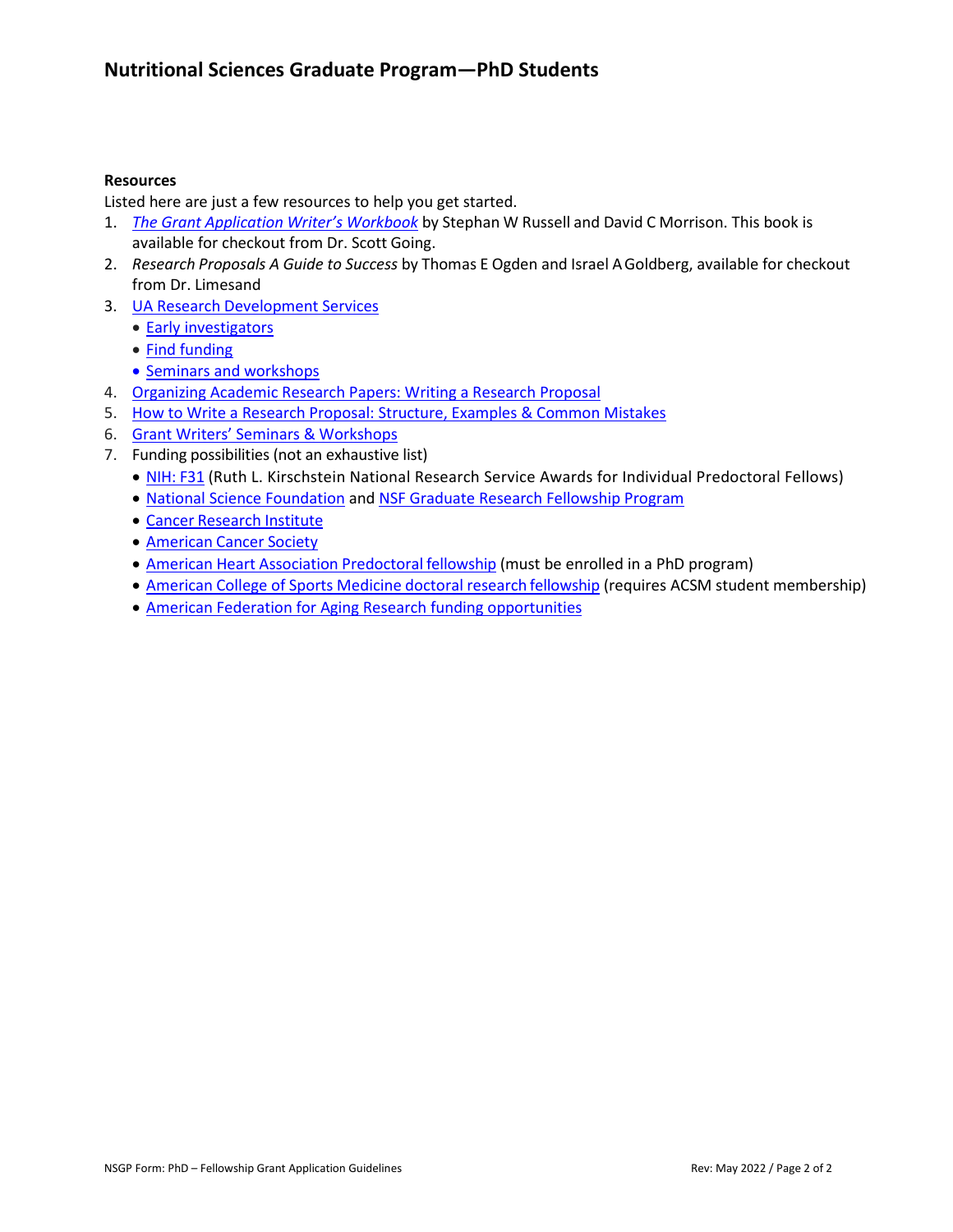## Nutritional Sciences Graduate Program—PhD Students

**Resources**

Listed here are just a few resources to help you get started.

1. *The Grant Application Writer's Workbook* by Stephan W Russell and David C Morrison. This book is available for checkout from Dr. Scott Going.
2. *Research Proposals A Guide to Success* by Thomas E Ogden and Israel A Goldberg, available for checkout from Dr. Limesand
3. UA Research Development Services
   - Early investigators
   - Find funding
   - Seminars and workshops
4. Organizing Academic Research Papers: Writing a Research Proposal
5. How to Write a Research Proposal: Structure, Examples & Common Mistakes
6. Grant Writers' Seminars & Workshops
7. Funding possibilities (not an exhaustive list)
   - NIH: F31 (Ruth L. Kirschstein National Research Service Awards for Individual Predoctoral Fellows)
   - National Science Foundation and NSF Graduate Research Fellowship Program
   - Cancer Research Institute
   - American Cancer Society
   - American Heart Association Predoctoral fellowship (must be enrolled in a PhD program)
   - American College of Sports Medicine doctoral research fellowship (requires ACSM student membership)
   - American Federation for Aging Research funding opportunities